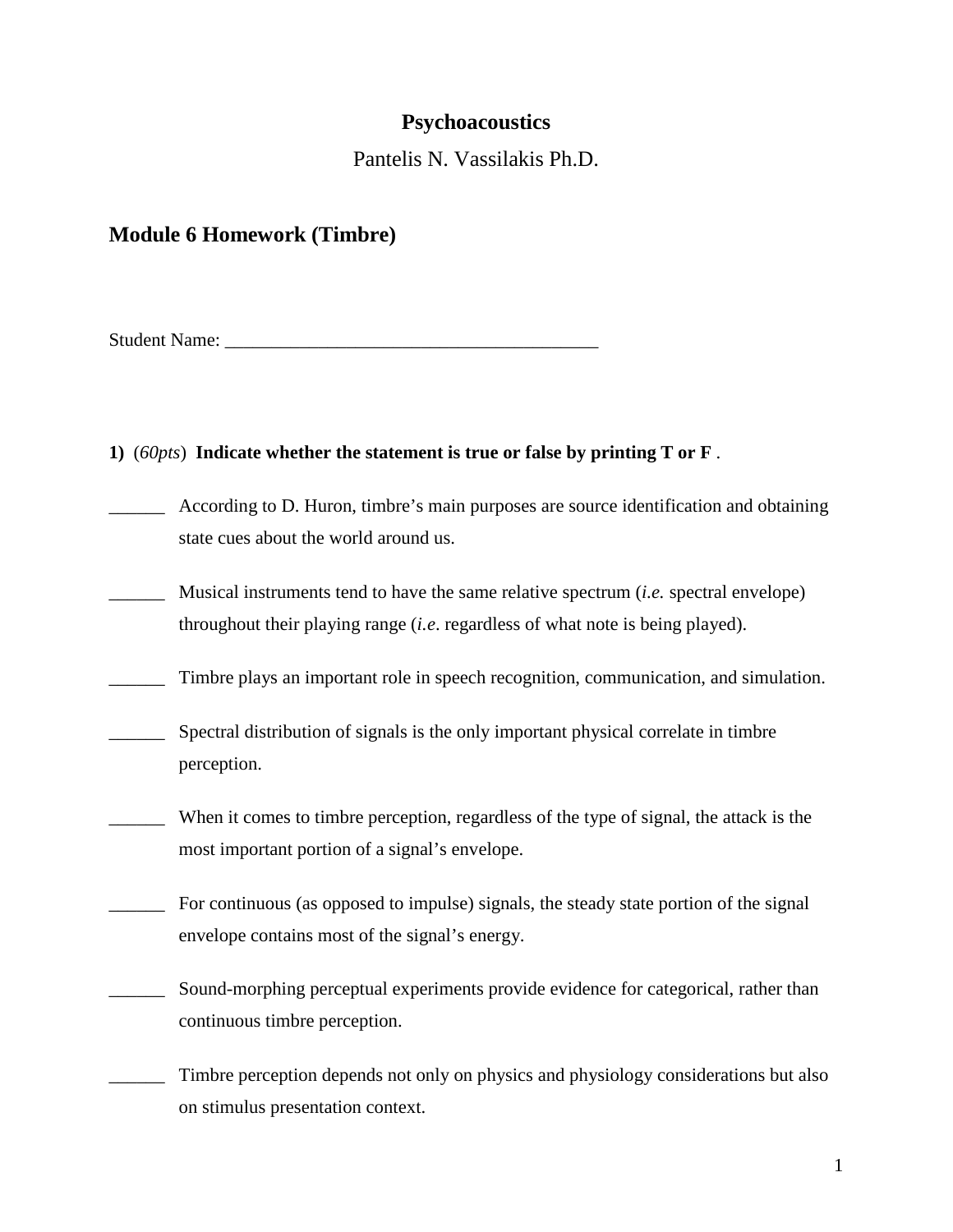# Psychoacoustics

Pantelis N. Vassilakis Ph.D.

## Module 6 Homework (Timbre)

Student Name: ________________________________________

**1)** (*60pts*) **Indicate whether the statement is true or false by printing T or F** .

______ According to D. Huron, timbre's main purposes are source identification and obtaining state cues about the world around us.

______ Musical instruments tend to have the same relative spectrum (*i.e.* spectral envelope) throughout their playing range (*i.e*. regardless of what note is being played).

______ Timbre plays an important role in speech recognition, communication, and simulation.

______ Spectral distribution of signals is the only important physical correlate in timbre perception.

______ When it comes to timbre perception, regardless of the type of signal, the attack is the most important portion of a signal's envelope.

______ For continuous (as opposed to impulse) signals, the steady state portion of the signal envelope contains most of the signal's energy.

______ Sound-morphing perceptual experiments provide evidence for categorical, rather than continuous timbre perception.

______ Timbre perception depends not only on physics and physiology considerations but also on stimulus presentation context.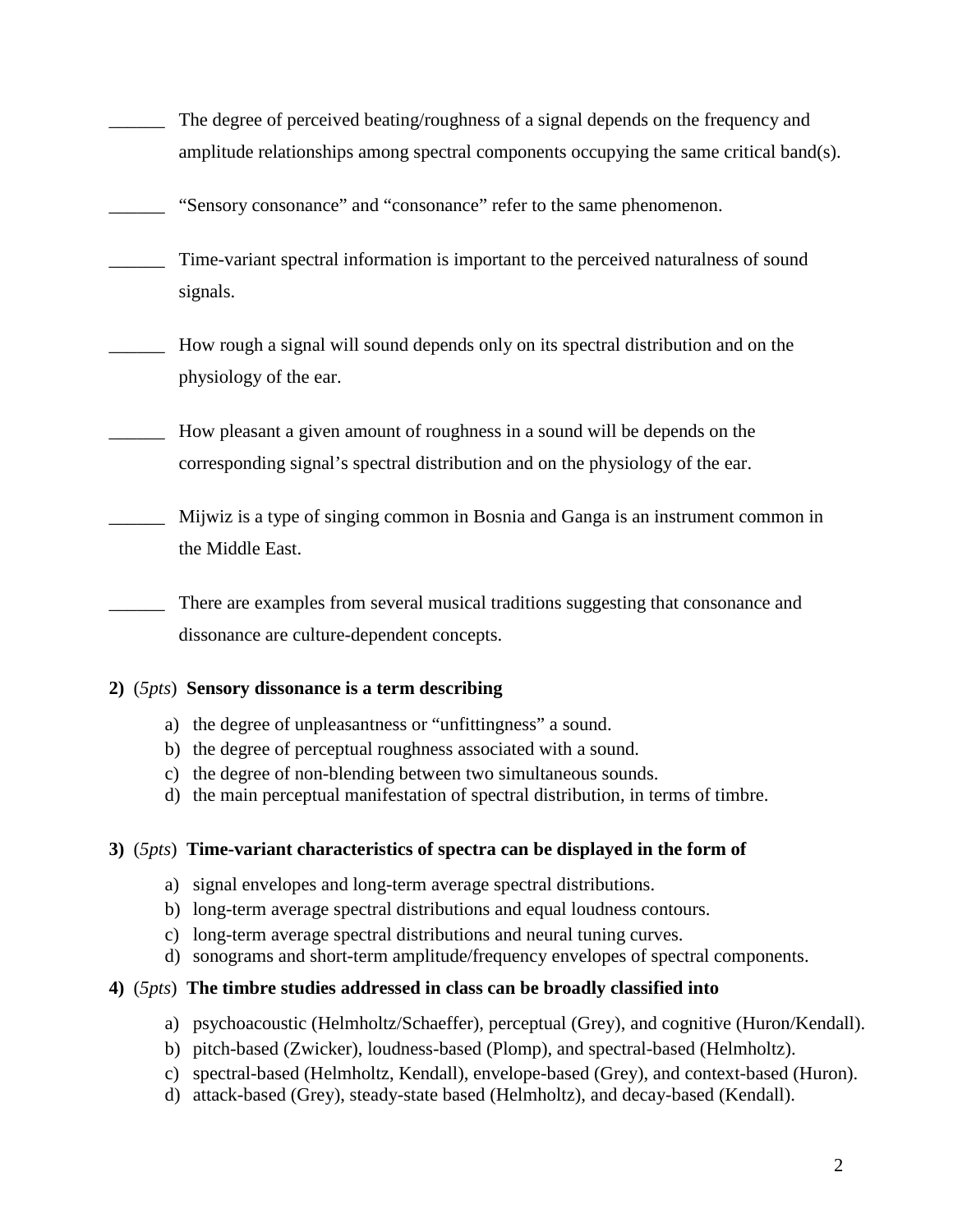\_\_\_\_\_\_ The degree of perceived beating/roughness of a signal depends on the frequency and amplitude relationships among spectral components occupying the same critical band(s).

\_\_\_\_\_\_ "Sensory consonance" and "consonance" refer to the same phenomenon.

\_\_\_\_\_\_ Time-variant spectral information is important to the perceived naturalness of sound signals.

\_\_\_\_\_\_ How rough a signal will sound depends only on its spectral distribution and on the physiology of the ear.

\_\_\_\_\_\_ How pleasant a given amount of roughness in a sound will be depends on the corresponding signal's spectral distribution and on the physiology of the ear.

\_\_\_\_\_\_ Mijwiz is a type of singing common in Bosnia and Ganga is an instrument common in the Middle East.

\_\_\_\_\_\_ There are examples from several musical traditions suggesting that consonance and dissonance are culture-dependent concepts.

**2)** (*5pts*) **Sensory dissonance is a term describing**

a) the degree of unpleasantness or "unfittingness" a sound.
b) the degree of perceptual roughness associated with a sound.
c) the degree of non-blending between two simultaneous sounds.
d) the main perceptual manifestation of spectral distribution, in terms of timbre.

**3)** (*5pts*) **Time-variant characteristics of spectra can be displayed in the form of**

a) signal envelopes and long-term average spectral distributions.
b) long-term average spectral distributions and equal loudness contours.
c) long-term average spectral distributions and neural tuning curves.
d) sonograms and short-term amplitude/frequency envelopes of spectral components.

**4)** (*5pts*) **The timbre studies addressed in class can be broadly classified into**

a) psychoacoustic (Helmholtz/Schaeffer), perceptual (Grey), and cognitive (Huron/Kendall).
b) pitch-based (Zwicker), loudness-based (Plomp), and spectral-based (Helmholtz).
c) spectral-based (Helmholtz, Kendall), envelope-based (Grey), and context-based (Huron).
d) attack-based (Grey), steady-state based (Helmholtz), and decay-based (Kendall).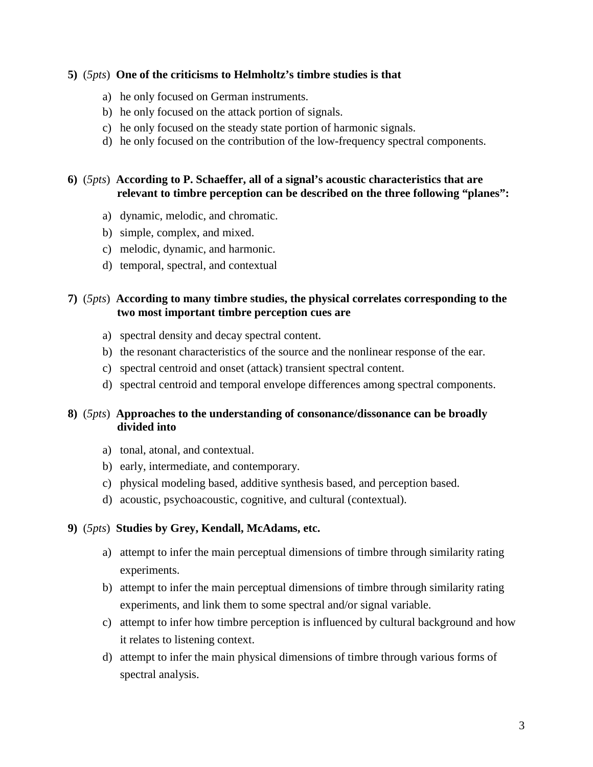**5)** (*5pts*) **One of the criticisms to Helmholtz's timbre studies is that**

a) he only focused on German instruments.
b) he only focused on the attack portion of signals.
c) he only focused on the steady state portion of harmonic signals.
d) he only focused on the contribution of the low-frequency spectral components.

**6)** (*5pts*) **According to P. Schaeffer, all of a signal's acoustic characteristics that are relevant to timbre perception can be described on the three following "planes":**

a) dynamic, melodic, and chromatic.
b) simple, complex, and mixed.
c) melodic, dynamic, and harmonic.
d) temporal, spectral, and contextual

**7)** (*5pts*) **According to many timbre studies, the physical correlates corresponding to the two most important timbre perception cues are**

a) spectral density and decay spectral content.
b) the resonant characteristics of the source and the nonlinear response of the ear.
c) spectral centroid and onset (attack) transient spectral content.
d) spectral centroid and temporal envelope differences among spectral components.

**8)** (*5pts*) **Approaches to the understanding of consonance/dissonance can be broadly divided into**

a) tonal, atonal, and contextual.
b) early, intermediate, and contemporary.
c) physical modeling based, additive synthesis based, and perception based.
d) acoustic, psychoacoustic, cognitive, and cultural (contextual).

**9)** (*5pts*) **Studies by Grey, Kendall, McAdams, etc.**

a) attempt to infer the main perceptual dimensions of timbre through similarity rating experiments.
b) attempt to infer the main perceptual dimensions of timbre through similarity rating experiments, and link them to some spectral and/or signal variable.
c) attempt to infer how timbre perception is influenced by cultural background and how it relates to listening context.
d) attempt to infer the main physical dimensions of timbre through various forms of spectral analysis.